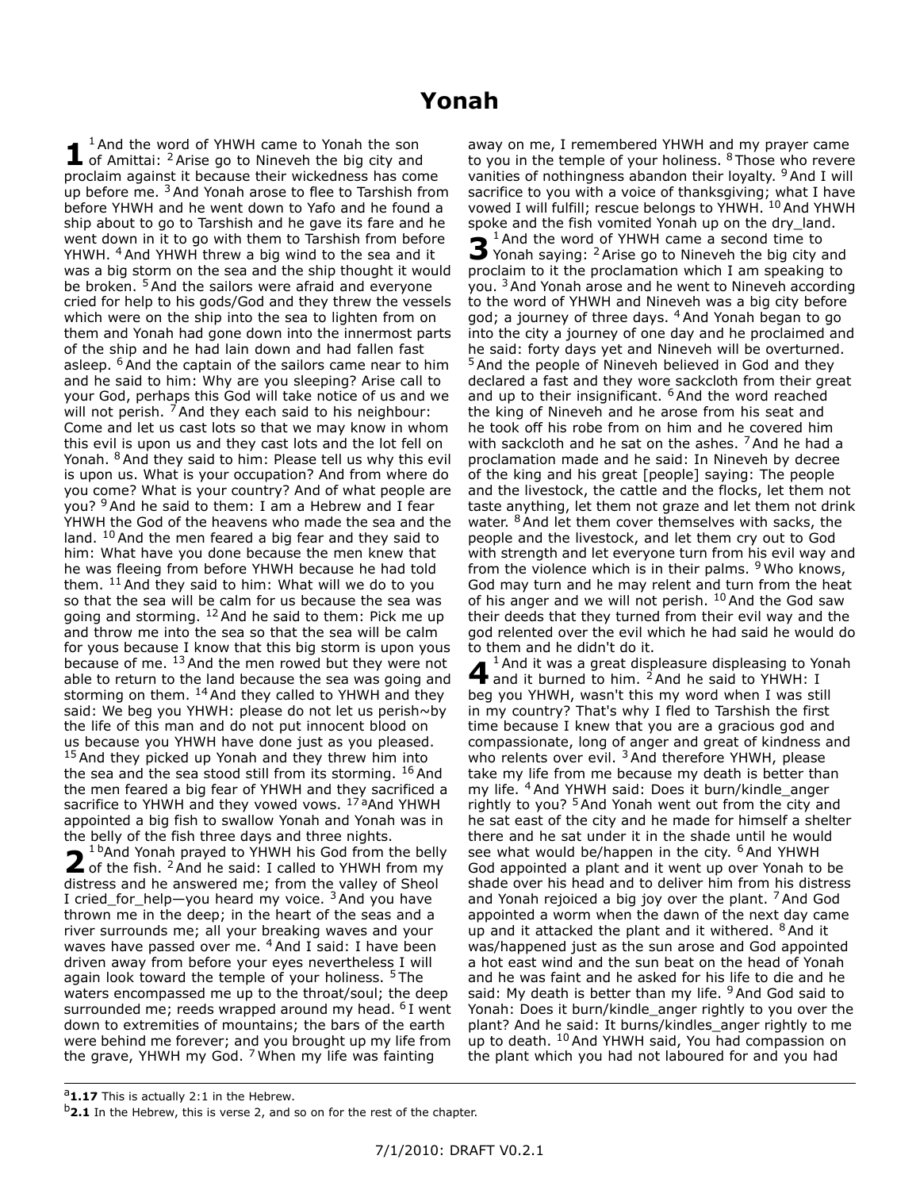# Yonah

**1** [1] And the word of YHWH came to Yonah the son of Amittai: [2] Arise go to Nineveh the big city and proclaim against it because their wickedness has come up before me. [3] And Yonah arose to flee to Tarshish from before YHWH and he went down to Yafo and he found a ship about to go to Tarshish and he gave its fare and he went down in it to go with them to Tarshish from before YHWH. [4] And YHWH threw a big wind to the sea and it was a big storm on the sea and the ship thought it would be broken. [5] And the sailors were afraid and everyone cried for help to his gods/God and they threw the vessels which were on the ship into the sea to lighten from on them and Yonah had gone down into the innermost parts of the ship and he had lain down and had fallen fast asleep. [6] And the captain of the sailors came near to him and he said to him: Why are you sleeping? Arise call to your God, perhaps this God will take notice of us and we will not perish. [7] And they each said to his neighbour: Come and let us cast lots so that we may know in whom this evil is upon us and they cast lots and the lot fell on Yonah. [8] And they said to him: Please tell us why this evil is upon us. What is your occupation? And from where do you come? What is your country? And of what people are you? [9] And he said to them: I am a Hebrew and I fear YHWH the God of the heavens who made the sea and the land. [10] And the men feared a big fear and they said to him: What have you done because the men knew that he was fleeing from before YHWH because he had told them. [11] And they said to him: What will we do to you so that the sea will be calm for us because the sea was going and storming. [12] And he said to them: Pick me up and throw me into the sea so that the sea will be calm for yous because I know that this big storm is upon yous because of me. [13] And the men rowed but they were not able to return to the land because the sea was going and storming on them. [14] And they called to YHWH and they said: We beg you YHWH: please do not let us perish~by the life of this man and do not put innocent blood on us because you YHWH have done just as you pleased. [15] And they picked up Yonah and they threw him into the sea and the sea stood still from its storming. [16] And the men feared a big fear of YHWH and they sacrificed a sacrifice to YHWH and they vowed vows. [17] [a]And YHWH appointed a big fish to swallow Yonah and Yonah was in the belly of the fish three days and three nights.

**2** [1] [b]And Yonah prayed to YHWH his God from the belly of the fish. [2] And he said: I called to YHWH from my distress and he answered me; from the valley of Sheol I cried_for_help—you heard my voice. [3] And you have thrown me in the deep; in the heart of the seas and a river surrounds me; all your breaking waves and your waves have passed over me. [4] And I said: I have been driven away from before your eyes nevertheless I will again look toward the temple of your holiness. [5] The waters encompassed me up to the throat/soul; the deep surrounded me; reeds wrapped around my head. [6] I went down to extremities of mountains; the bars of the earth were behind me forever; and you brought up my life from the grave, YHWH my God. [7] When my life was fainting away on me, I remembered YHWH and my prayer came to you in the temple of your holiness. [8] Those who revere vanities of nothingness abandon their loyalty. [9] And I will sacrifice to you with a voice of thanksgiving; what I have vowed I will fulfill; rescue belongs to YHWH. [10] And YHWH spoke and the fish vomited Yonah up on the dry_land.

**3** [1] And the word of YHWH came a second time to Yonah saying: [2] Arise go to Nineveh the big city and proclaim to it the proclamation which I am speaking to you. [3] And Yonah arose and he went to Nineveh according to the word of YHWH and Nineveh was a big city before god; a journey of three days. [4] And Yonah began to go into the city a journey of one day and he proclaimed and he said: forty days yet and Nineveh will be overturned. [5] And the people of Nineveh believed in God and they declared a fast and they wore sackcloth from their great and up to their insignificant. [6] And the word reached the king of Nineveh and he arose from his seat and he took off his robe from on him and he covered him with sackcloth and he sat on the ashes. [7] And he had a proclamation made and he said: In Nineveh by decree of the king and his great [people] saying: The people and the livestock, the cattle and the flocks, let them not taste anything, let them not graze and let them not drink water. [8] And let them cover themselves with sacks, the people and the livestock, and let them cry out to God with strength and let everyone turn from his evil way and from the violence which is in their palms. [9] Who knows, God may turn and he may relent and turn from the heat of his anger and we will not perish. [10] And the God saw their deeds that they turned from their evil way and the god relented over the evil which he had said he would do to them and he didn't do it.

**4** [1] And it was a great displeasure displeasing to Yonah and it burned to him. [2] And he said to YHWH: I beg you YHWH, wasn't this my word when I was still in my country? That's why I fled to Tarshish the first time because I knew that you are a gracious god and compassionate, long of anger and great of kindness and who relents over evil. [3] And therefore YHWH, please take my life from me because my death is better than my life. [4] And YHWH said: Does it burn/kindle_anger rightly to you? [5] And Yonah went out from the city and he sat east of the city and he made for himself a shelter there and he sat under it in the shade until he would see what would be/happen in the city. [6] And YHWH God appointed a plant and it went up over Yonah to be shade over his head and to deliver him from his distress and Yonah rejoiced a big joy over the plant. [7] And God appointed a worm when the dawn of the next day came up and it attacked the plant and it withered. [8] And it was/happened just as the sun arose and God appointed a hot east wind and the sun beat on the head of Yonah and he was faint and he asked for his life to die and he said: My death is better than my life. [9] And God said to Yonah: Does it burn/kindle_anger rightly to you over the plant? And he said: It burns/kindles_anger rightly to me up to death. [10] And YHWH said, You had compassion on the plant which you had not laboured for and you had

---

[a] **1.17** This is actually 2:1 in the Hebrew.

[b] **2.1** In the Hebrew, this is verse 2, and so on for the rest of the chapter.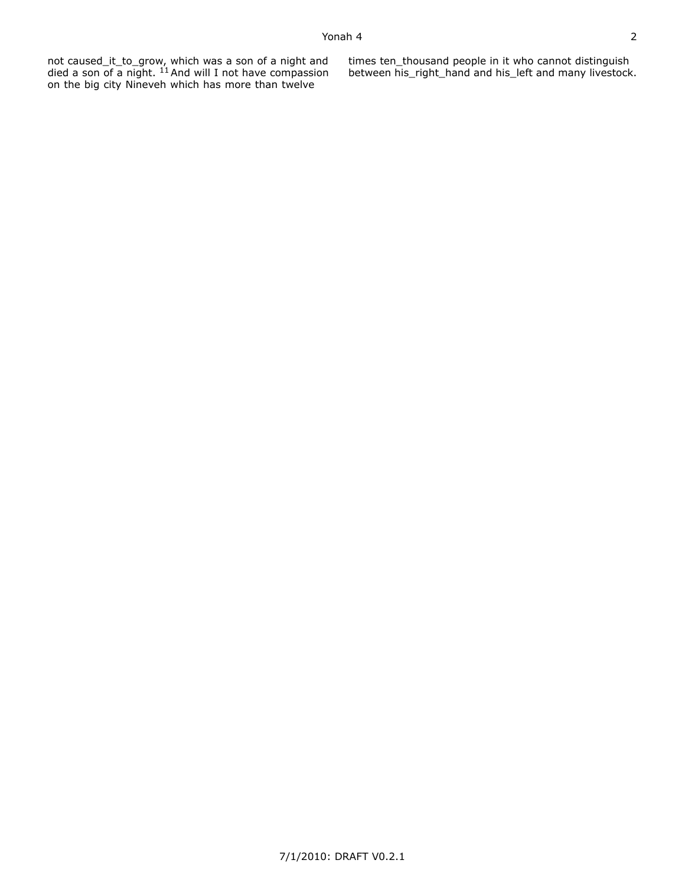not caused_it_to_grow, which was a son of a night and died a son of a night. [11] And will I not have compassion on the big city Nineveh which has more than twelve times ten_thousand people in it who cannot distinguish between his_right_hand and his_left and many livestock.

7/1/2010: DRAFT V0.2.1